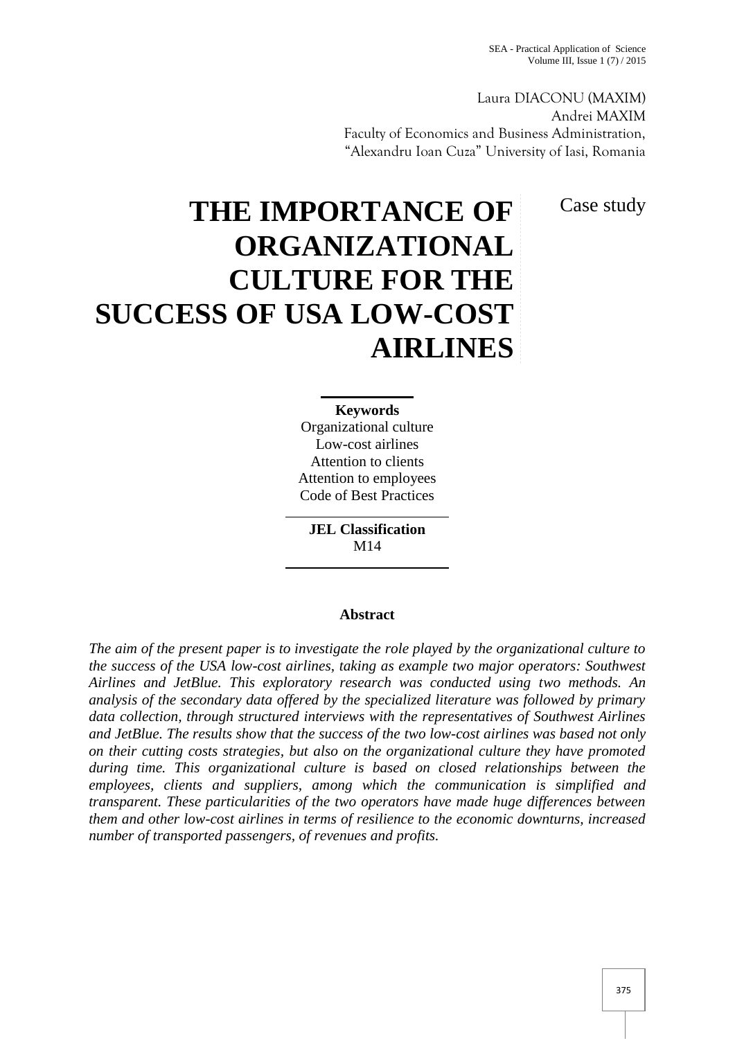Laura DIACONU (MAXIM)
Andrei MAXIM
Faculty of Economics and Business Administration,
"Alexandru Ioan Cuza" University of Iasi, Romania

Case study

# THE IMPORTANCE OF ORGANIZATIONAL CULTURE FOR THE SUCCESS OF USA LOW-COST AIRLINES

**Keywords**
Organizational culture
Low-cost airlines
Attention to clients
Attention to employees
Code of Best Practices

**JEL Classification**
M14

## Abstract

*The aim of the present paper is to investigate the role played by the organizational culture to the success of the USA low-cost airlines, taking as example two major operators: Southwest Airlines and JetBlue. This exploratory research was conducted using two methods. An analysis of the secondary data offered by the specialized literature was followed by primary data collection, through structured interviews with the representatives of Southwest Airlines and JetBlue. The results show that the success of the two low-cost airlines was based not only on their cutting costs strategies, but also on the organizational culture they have promoted during time. This organizational culture is based on closed relationships between the employees, clients and suppliers, among which the communication is simplified and transparent. These particularities of the two operators have made huge differences between them and other low-cost airlines in terms of resilience to the economic downturns, increased number of transported passengers, of revenues and profits.*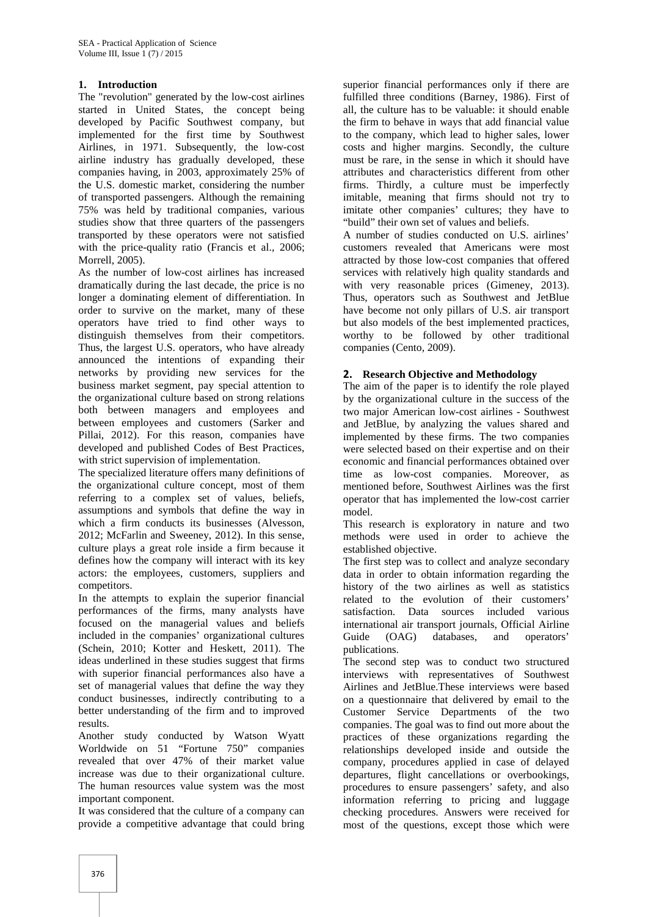## 1. Introduction

The "revolution" generated by the low-cost airlines started in United States, the concept being developed by Pacific Southwest company, but implemented for the first time by Southwest Airlines, in 1971. Subsequently, the low-cost airline industry has gradually developed, these companies having, in 2003, approximately 25% of the U.S. domestic market, considering the number of transported passengers. Although the remaining 75% was held by traditional companies, various studies show that three quarters of the passengers transported by these operators were not satisfied with the price-quality ratio (Francis et al., 2006; Morrell, 2005).

As the number of low-cost airlines has increased dramatically during the last decade, the price is no longer a dominating element of differentiation. In order to survive on the market, many of these operators have tried to find other ways to distinguish themselves from their competitors. Thus, the largest U.S. operators, who have already announced the intentions of expanding their networks by providing new services for the business market segment, pay special attention to the organizational culture based on strong relations both between managers and employees and between employees and customers (Sarker and Pillai, 2012). For this reason, companies have developed and published Codes of Best Practices, with strict supervision of implementation.

The specialized literature offers many definitions of the organizational culture concept, most of them referring to a complex set of values, beliefs, assumptions and symbols that define the way in which a firm conducts its businesses (Alvesson, 2012; McFarlin and Sweeney, 2012). In this sense, culture plays a great role inside a firm because it defines how the company will interact with its key actors: the employees, customers, suppliers and competitors.

In the attempts to explain the superior financial performances of the firms, many analysts have focused on the managerial values and beliefs included in the companies' organizational cultures (Schein, 2010; Kotter and Heskett, 2011). The ideas underlined in these studies suggest that firms with superior financial performances also have a set of managerial values that define the way they conduct businesses, indirectly contributing to a better understanding of the firm and to improved results.

Another study conducted by Watson Wyatt Worldwide on 51 "Fortune 750" companies revealed that over 47% of their market value increase was due to their organizational culture. The human resources value system was the most important component.

It was considered that the culture of a company can provide a competitive advantage that could bring superior financial performances only if there are fulfilled three conditions (Barney, 1986). First of all, the culture has to be valuable: it should enable the firm to behave in ways that add financial value to the company, which lead to higher sales, lower costs and higher margins. Secondly, the culture must be rare, in the sense in which it should have attributes and characteristics different from other firms. Thirdly, a culture must be imperfectly imitable, meaning that firms should not try to imitate other companies' cultures; they have to "build" their own set of values and beliefs.

A number of studies conducted on U.S. airlines' customers revealed that Americans were most attracted by those low-cost companies that offered services with relatively high quality standards and with very reasonable prices (Gimeney, 2013). Thus, operators such as Southwest and JetBlue have become not only pillars of U.S. air transport but also models of the best implemented practices, worthy to be followed by other traditional companies (Cento, 2009).

## 2. Research Objective and Methodology

The aim of the paper is to identify the role played by the organizational culture in the success of the two major American low-cost airlines - Southwest and JetBlue, by analyzing the values shared and implemented by these firms. The two companies were selected based on their expertise and on their economic and financial performances obtained over time as low-cost companies. Moreover, as mentioned before, Southwest Airlines was the first operator that has implemented the low-cost carrier model.

This research is exploratory in nature and two methods were used in order to achieve the established objective.

The first step was to collect and analyze secondary data in order to obtain information regarding the history of the two airlines as well as statistics related to the evolution of their customers' satisfaction. Data sources included various international air transport journals, Official Airline Guide (OAG) databases, and operators' publications.

The second step was to conduct two structured interviews with representatives of Southwest Airlines and JetBlue.These interviews were based on a questionnaire that delivered by email to the Customer Service Departments of the two companies. The goal was to find out more about the practices of these organizations regarding the relationships developed inside and outside the company, procedures applied in case of delayed departures, flight cancellations or overbookings, procedures to ensure passengers' safety, and also information referring to pricing and luggage checking procedures. Answers were received for most of the questions, except those which were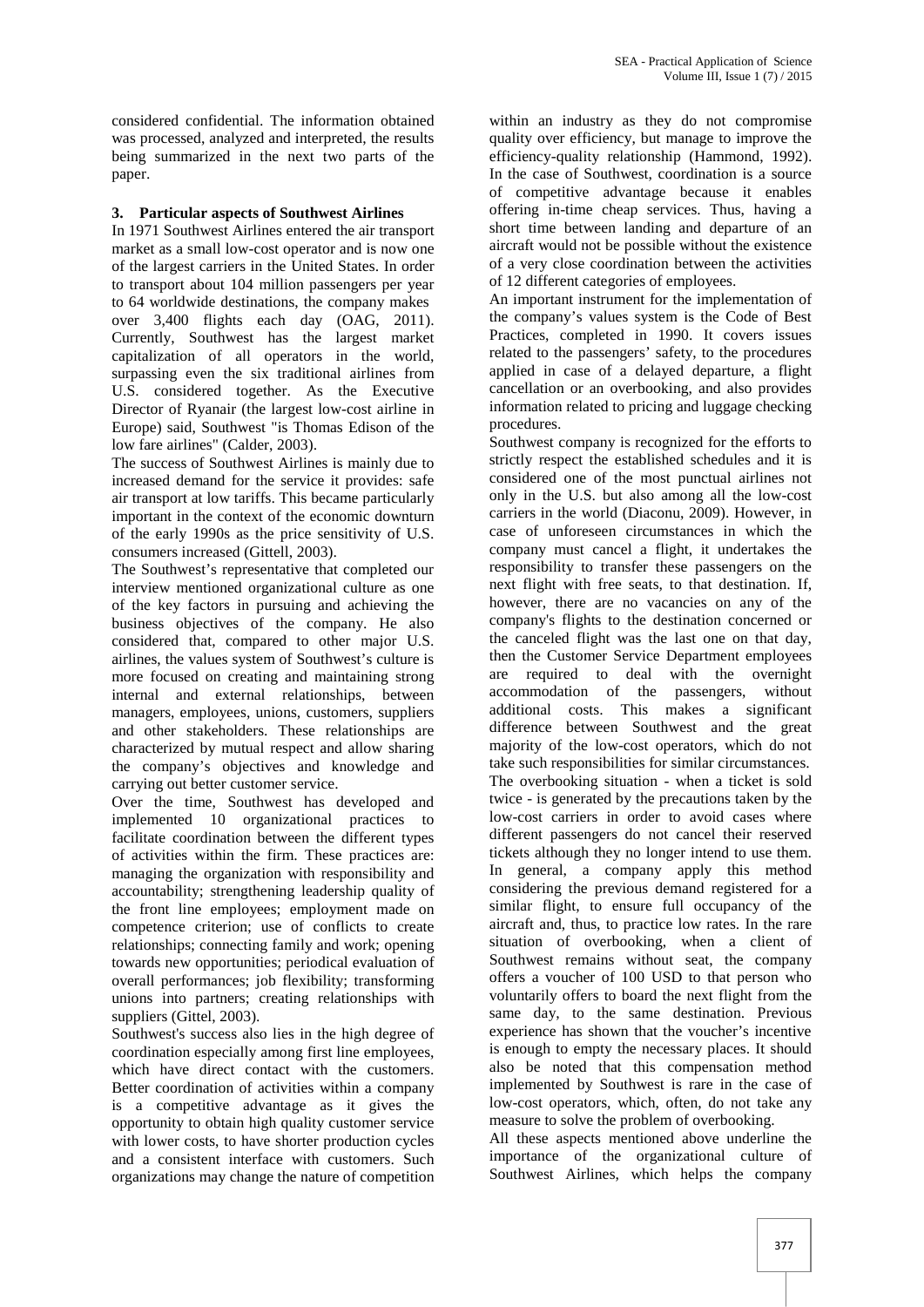considered confidential. The information obtained was processed, analyzed and interpreted, the results being summarized in the next two parts of the paper.

## 3. Particular aspects of Southwest Airlines

In 1971 Southwest Airlines entered the air transport market as a small low-cost operator and is now one of the largest carriers in the United States. In order to transport about 104 million passengers per year to 64 worldwide destinations, the company makes over 3,400 flights each day (OAG, 2011). Currently, Southwest has the largest market capitalization of all operators in the world, surpassing even the six traditional airlines from U.S. considered together. As the Executive Director of Ryanair (the largest low-cost airline in Europe) said, Southwest "is Thomas Edison of the low fare airlines" (Calder, 2003).

The success of Southwest Airlines is mainly due to increased demand for the service it provides: safe air transport at low tariffs. This became particularly important in the context of the economic downturn of the early 1990s as the price sensitivity of U.S. consumers increased (Gittell, 2003).

The Southwest's representative that completed our interview mentioned organizational culture as one of the key factors in pursuing and achieving the business objectives of the company. He also considered that, compared to other major U.S. airlines, the values system of Southwest's culture is more focused on creating and maintaining strong internal and external relationships, between managers, employees, unions, customers, suppliers and other stakeholders. These relationships are characterized by mutual respect and allow sharing the company's objectives and knowledge and carrying out better customer service.

Over the time, Southwest has developed and implemented 10 organizational practices to facilitate coordination between the different types of activities within the firm. These practices are: managing the organization with responsibility and accountability; strengthening leadership quality of the front line employees; employment made on competence criterion; use of conflicts to create relationships; connecting family and work; opening towards new opportunities; periodical evaluation of overall performances; job flexibility; transforming unions into partners; creating relationships with suppliers (Gittel, 2003).

Southwest's success also lies in the high degree of coordination especially among first line employees, which have direct contact with the customers. Better coordination of activities within a company is a competitive advantage as it gives the opportunity to obtain high quality customer service with lower costs, to have shorter production cycles and a consistent interface with customers. Such organizations may change the nature of competition within an industry as they do not compromise quality over efficiency, but manage to improve the efficiency-quality relationship (Hammond, 1992). In the case of Southwest, coordination is a source of competitive advantage because it enables offering in-time cheap services. Thus, having a short time between landing and departure of an aircraft would not be possible without the existence of a very close coordination between the activities of 12 different categories of employees.

An important instrument for the implementation of the company's values system is the Code of Best Practices, completed in 1990. It covers issues related to the passengers' safety, to the procedures applied in case of a delayed departure, a flight cancellation or an overbooking, and also provides information related to pricing and luggage checking procedures.

Southwest company is recognized for the efforts to strictly respect the established schedules and it is considered one of the most punctual airlines not only in the U.S. but also among all the low-cost carriers in the world (Diaconu, 2009). However, in case of unforeseen circumstances in which the company must cancel a flight, it undertakes the responsibility to transfer these passengers on the next flight with free seats, to that destination. If, however, there are no vacancies on any of the company's flights to the destination concerned or the canceled flight was the last one on that day, then the Customer Service Department employees are required to deal with the overnight accommodation of the passengers, without additional costs. This makes a significant difference between Southwest and the great majority of the low-cost operators, which do not take such responsibilities for similar circumstances.

The overbooking situation - when a ticket is sold twice - is generated by the precautions taken by the low-cost carriers in order to avoid cases where different passengers do not cancel their reserved tickets although they no longer intend to use them. In general, a company apply this method considering the previous demand registered for a similar flight, to ensure full occupancy of the aircraft and, thus, to practice low rates. In the rare situation of overbooking, when a client of Southwest remains without seat, the company offers a voucher of 100 USD to that person who voluntarily offers to board the next flight from the same day, to the same destination. Previous experience has shown that the voucher's incentive is enough to empty the necessary places. It should also be noted that this compensation method implemented by Southwest is rare in the case of low-cost operators, which, often, do not take any measure to solve the problem of overbooking.

All these aspects mentioned above underline the importance of the organizational culture of Southwest Airlines, which helps the company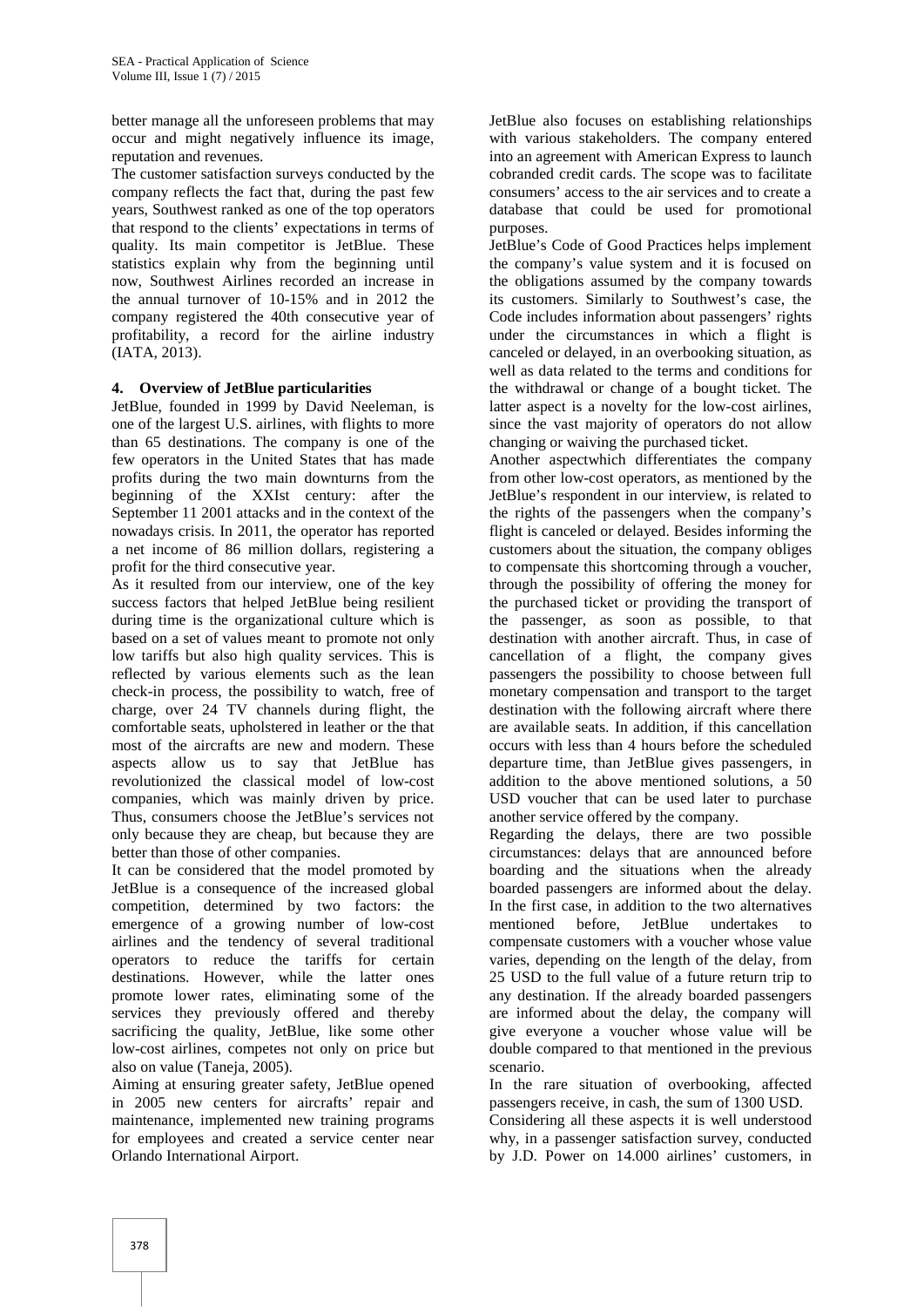better manage all the unforeseen problems that may occur and might negatively influence its image, reputation and revenues.

The customer satisfaction surveys conducted by the company reflects the fact that, during the past few years, Southwest ranked as one of the top operators that respond to the clients' expectations in terms of quality. Its main competitor is JetBlue. These statistics explain why from the beginning until now, Southwest Airlines recorded an increase in the annual turnover of 10-15% and in 2012 the company registered the 40th consecutive year of profitability, a record for the airline industry (IATA, 2013).

## 4. Overview of JetBlue particularities

JetBlue, founded in 1999 by David Neeleman, is one of the largest U.S. airlines, with flights to more than 65 destinations. The company is one of the few operators in the United States that has made profits during the two main downturns from the beginning of the XXIst century: after the September 11 2001 attacks and in the context of the nowadays crisis. In 2011, the operator has reported a net income of 86 million dollars, registering a profit for the third consecutive year.

As it resulted from our interview, one of the key success factors that helped JetBlue being resilient during time is the organizational culture which is based on a set of values meant to promote not only low tariffs but also high quality services. This is reflected by various elements such as the lean check-in process, the possibility to watch, free of charge, over 24 TV channels during flight, the comfortable seats, upholstered in leather or the that most of the aircrafts are new and modern. These aspects allow us to say that JetBlue has revolutionized the classical model of low-cost companies, which was mainly driven by price. Thus, consumers choose the JetBlue's services not only because they are cheap, but because they are better than those of other companies.

It can be considered that the model promoted by JetBlue is a consequence of the increased global competition, determined by two factors: the emergence of a growing number of low-cost airlines and the tendency of several traditional operators to reduce the tariffs for certain destinations. However, while the latter ones promote lower rates, eliminating some of the services they previously offered and thereby sacrificing the quality, JetBlue, like some other low-cost airlines, competes not only on price but also on value (Taneja, 2005).

Aiming at ensuring greater safety, JetBlue opened in 2005 new centers for aircrafts' repair and maintenance, implemented new training programs for employees and created a service center near Orlando International Airport.

JetBlue also focuses on establishing relationships with various stakeholders. The company entered into an agreement with American Express to launch cobranded credit cards. The scope was to facilitate consumers' access to the air services and to create a database that could be used for promotional purposes.

JetBlue's Code of Good Practices helps implement the company's value system and it is focused on the obligations assumed by the company towards its customers. Similarly to Southwest's case, the Code includes information about passengers' rights under the circumstances in which a flight is canceled or delayed, in an overbooking situation, as well as data related to the terms and conditions for the withdrawal or change of a bought ticket. The latter aspect is a novelty for the low-cost airlines, since the vast majority of operators do not allow changing or waiving the purchased ticket.

Another aspectwhich differentiates the company from other low-cost operators, as mentioned by the JetBlue's respondent in our interview, is related to the rights of the passengers when the company's flight is canceled or delayed. Besides informing the customers about the situation, the company obliges to compensate this shortcoming through a voucher, through the possibility of offering the money for the purchased ticket or providing the transport of the passenger, as soon as possible, to that destination with another aircraft. Thus, in case of cancellation of a flight, the company gives passengers the possibility to choose between full monetary compensation and transport to the target destination with the following aircraft where there are available seats. In addition, if this cancellation occurs with less than 4 hours before the scheduled departure time, than JetBlue gives passengers, in addition to the above mentioned solutions, a 50 USD voucher that can be used later to purchase another service offered by the company.

Regarding the delays, there are two possible circumstances: delays that are announced before boarding and the situations when the already boarded passengers are informed about the delay. In the first case, in addition to the two alternatives mentioned before, JetBlue undertakes to compensate customers with a voucher whose value varies, depending on the length of the delay, from 25 USD to the full value of a future return trip to any destination. If the already boarded passengers are informed about the delay, the company will give everyone a voucher whose value will be double compared to that mentioned in the previous scenario.

In the rare situation of overbooking, affected passengers receive, in cash, the sum of 1300 USD.

Considering all these aspects it is well understood why, in a passenger satisfaction survey, conducted by J.D. Power on 14.000 airlines' customers, in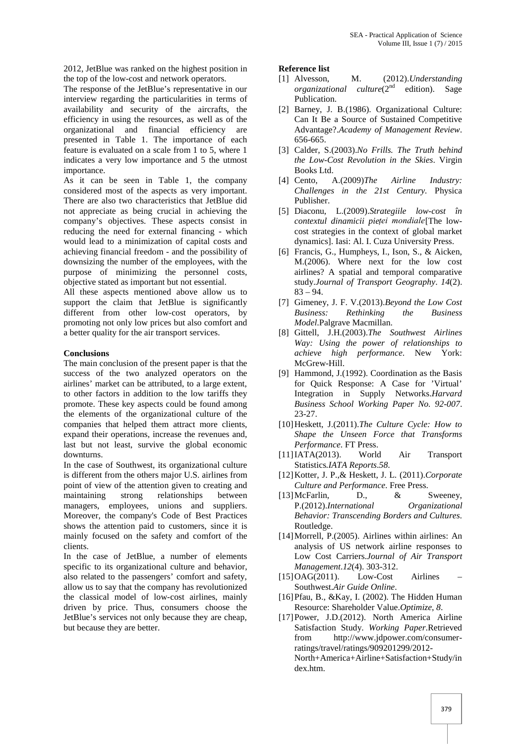2012, JetBlue was ranked on the highest position in the top of the low-cost and network operators.

The response of the JetBlue's representative in our interview regarding the particularities in terms of availability and security of the aircrafts, the efficiency in using the resources, as well as of the organizational and financial efficiency are presented in Table 1. The importance of each feature is evaluated on a scale from 1 to 5, where 1 indicates a very low importance and 5 the utmost importance.

As it can be seen in Table 1, the company considered most of the aspects as very important. There are also two characteristics that JetBlue did not appreciate as being crucial in achieving the company's objectives. These aspects consist in reducing the need for external financing - which would lead to a minimization of capital costs and achieving financial freedom - and the possibility of downsizing the number of the employees, with the purpose of minimizing the personnel costs, objective stated as important but not essential.

All these aspects mentioned above allow us to support the claim that JetBlue is significantly different from other low-cost operators, by promoting not only low prices but also comfort and a better quality for the air transport services.

**Conclusions**

The main conclusion of the present paper is that the success of the two analyzed operators on the airlines' market can be attributed, to a large extent, to other factors in addition to the low tariffs they promote. These key aspects could be found among the elements of the organizational culture of the companies that helped them attract more clients, expand their operations, increase the revenues and, last but not least, survive the global economic downturns.

In the case of Southwest, its organizational culture is different from the others major U.S. airlines from point of view of the attention given to creating and maintaining strong relationships between managers, employees, unions and suppliers. Moreover, the company's Code of Best Practices shows the attention paid to customers, since it is mainly focused on the safety and comfort of the clients.

In the case of JetBlue, a number of elements specific to its organizational culture and behavior, also related to the passengers' comfort and safety, allow us to say that the company has revolutionized the classical model of low-cost airlines, mainly driven by price. Thus, consumers choose the JetBlue's services not only because they are cheap, but because they are better.

**Reference list**

[1] Alvesson, M. (2012).*Understanding organizational culture*(2nd edition). Sage Publication.

[2] Barney, J. B.(1986). Organizational Culture: Can It Be a Source of Sustained Competitive Advantage?.*Academy of Management Review*. 656-665.

[3] Calder, S.(2003).*No Frills. The Truth behind the Low-Cost Revolution in the Skies*. Virgin Books Ltd.

[4] Cento, A.(2009)*The Airline Industry: Challenges in the 21st Century.* Physica Publisher.

[5] Diaconu, L.(2009).*Strategiile low-cost în contextul dinamicii pieței mondiale*[The low-cost strategies in the context of global market dynamics]. Iasi: Al. I. Cuza University Press.

[6] Francis, G., Humpheys, I., Ison, S., & Aicken, M.(2006). Where next for the low cost airlines? A spatial and temporal comparative study.*Journal of Transport Geography*. *14*(2). 83 – 94.

[7] Gimeney, J. F. V.(2013).*Beyond the Low Cost Business: Rethinking the Business Model*.Palgrave Macmillan.

[8] Gittell, J.H.(2003).*The Southwest Airlines Way: Using the power of relationships to achieve high performance*. New York: McGrew-Hill.

[9] Hammond, J.(1992). Coordination as the Basis for Quick Response: A Case for 'Virtual' Integration in Supply Networks.*Harvard Business School Working Paper No. 92-007*. 23-27.

[10] Heskett, J.(2011).*The Culture Cycle: How to Shape the Unseen Force that Transforms Performance*. FT Press.

[11] IATA(2013). World Air Transport Statistics.*IATA Reports*.*58*.

[12] Kotter, J. P.,& Heskett, J. L. (2011).*Corporate Culture and Performance*. Free Press.

[13] McFarlin, D., & Sweeney, P.(2012).*International Organizational Behavior: Transcending Borders and Cultures*. Routledge.

[14] Morrell, P.(2005). Airlines within airlines: An analysis of US network airline responses to Low Cost Carriers.*Journal of Air Transport Management*.*12*(4). 303-312.

[15] OAG(2011). Low-Cost Airlines – Southwest.*Air Guide Online*.

[16] Pfau, B., &Kay, I. (2002). The Hidden Human Resource: Shareholder Value.*Optimize*, *8*.

[17] Power, J.D.(2012). North America Airline Satisfaction Study. *Working Paper*.Retrieved from http://www.jdpower.com/consumer-ratings/travel/ratings/909201299/2012-North+America+Airline+Satisfaction+Study/index.htm.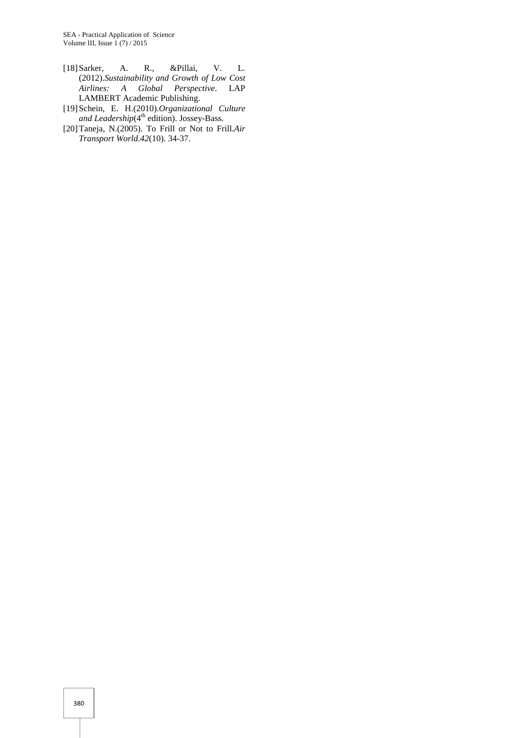[18] Sarker, A. R., &Pillai, V. L. (2012).*Sustainability and Growth of Low Cost Airlines: A Global Perspective*. LAP LAMBERT Academic Publishing.

[19] Schein, E. H.(2010).*Organizational Culture and Leadership*(4th edition). Jossey-Bass.

[20] Taneja, N.(2005). To Frill or Not to Frill.*Air Transport World*.*42*(10). 34-37.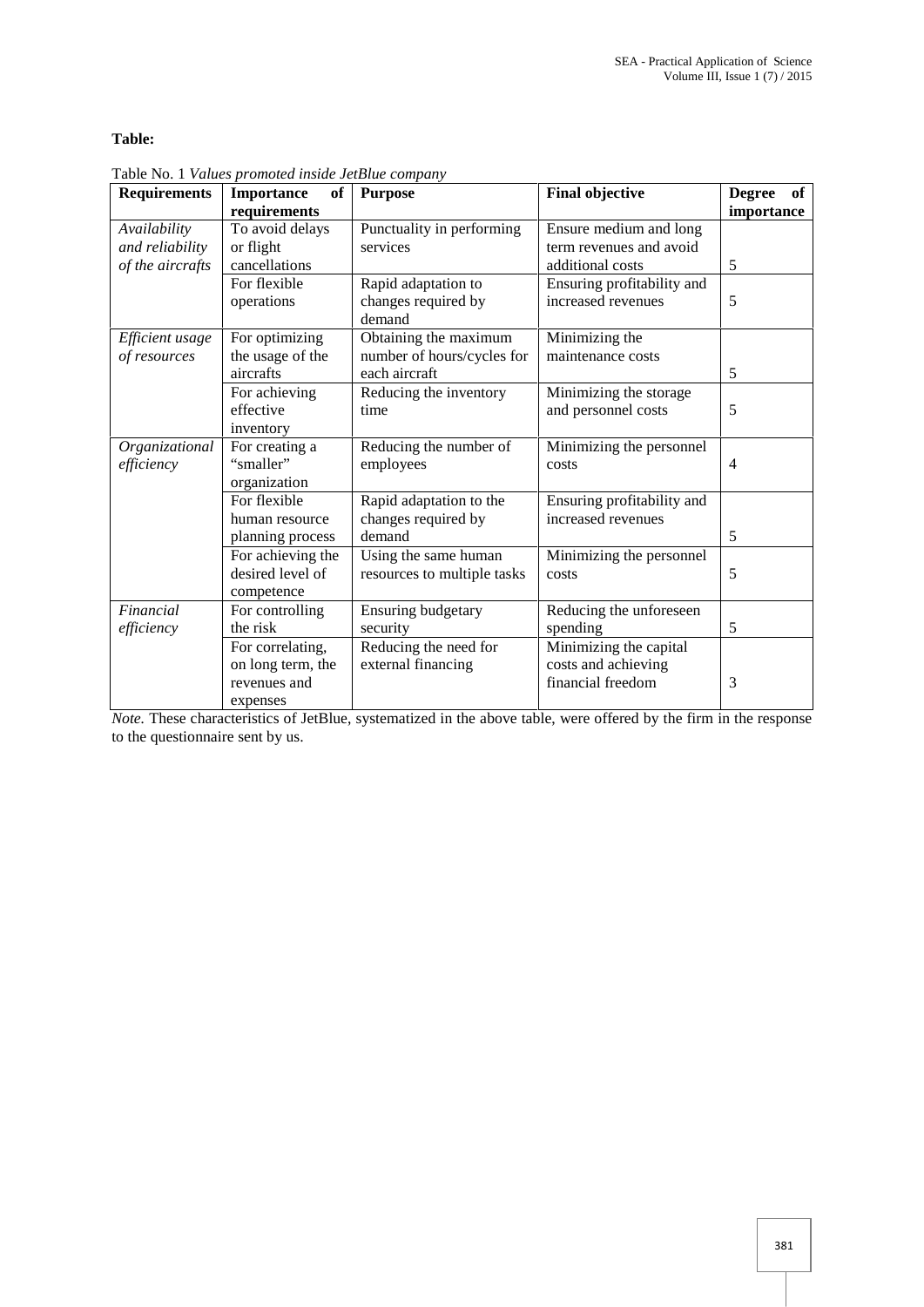**Table:**

Table No. 1 *Values promoted inside JetBlue company*

| Requirements | Importance of requirements | Purpose | Final objective | Degree of importance |
|---|---|---|---|---|
| *Availability and reliability of the aircrafts* | To avoid delays or flight cancellations | Punctuality in performing services | Ensure medium and long term revenues and avoid additional costs | 5 |
| | For flexible operations | Rapid adaptation to changes required by demand | Ensuring profitability and increased revenues | 5 |
| *Efficient usage of resources* | For optimizing the usage of the aircrafts | Obtaining the maximum number of hours/cycles for each aircraft | Minimizing the maintenance costs | 5 |
| | For achieving effective inventory | Reducing the inventory time | Minimizing the storage and personnel costs | 5 |
| *Organizational efficiency* | For creating a "smaller" organization | Reducing the number of employees | Minimizing the personnel costs | 4 |
| | For flexible human resource planning process | Rapid adaptation to the changes required by demand | Ensuring profitability and increased revenues | 5 |
| | For achieving the desired level of competence | Using the same human resources to multiple tasks | Minimizing the personnel costs | 5 |
| *Financial efficiency* | For controlling the risk | Ensuring budgetary security | Reducing the unforeseen spending | 5 |
| | For correlating, on long term, the revenues and expenses | Reducing the need for external financing | Minimizing the capital costs and achieving financial freedom | 3 |

*Note.* These characteristics of JetBlue, systematized in the above table, were offered by the firm in the response to the questionnaire sent by us.